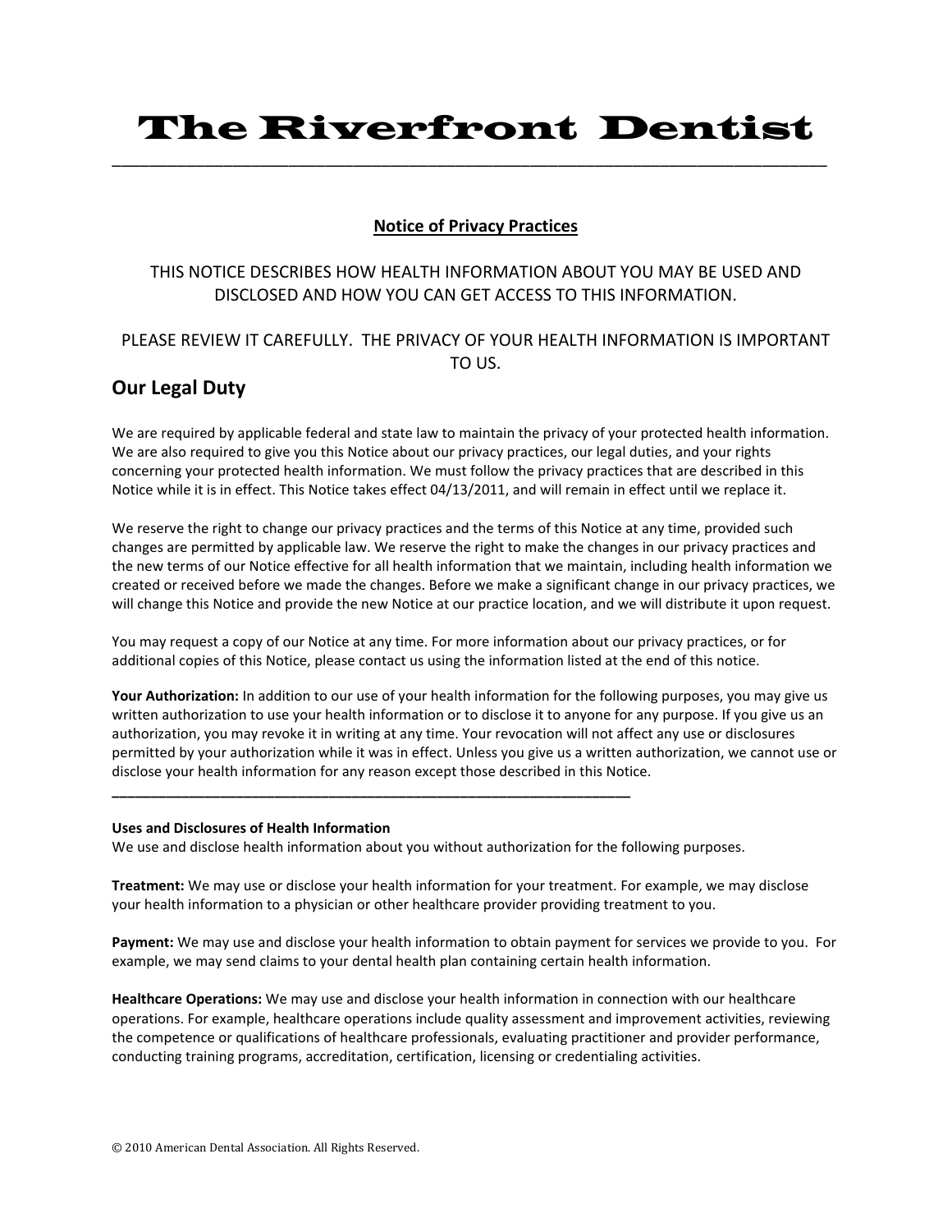# The Riverfront Dentist

---

## Notice of Privacy Practices

THIS NOTICE DESCRIBES HOW HEALTH INFORMATION ABOUT YOU MAY BE USED AND DISCLOSED AND HOW YOU CAN GET ACCESS TO THIS INFORMATION.

PLEASE REVIEW IT CAREFULLY. THE PRIVACY OF YOUR HEALTH INFORMATION IS IMPORTANT TO US.

## Our Legal Duty

We are required by applicable federal and state law to maintain the privacy of your protected health information. We are also required to give you this Notice about our privacy practices, our legal duties, and your rights concerning your protected health information. We must follow the privacy practices that are described in this Notice while it is in effect. This Notice takes effect 04/13/2011, and will remain in effect until we replace it.

We reserve the right to change our privacy practices and the terms of this Notice at any time, provided such changes are permitted by applicable law. We reserve the right to make the changes in our privacy practices and the new terms of our Notice effective for all health information that we maintain, including health information we created or received before we made the changes. Before we make a significant change in our privacy practices, we will change this Notice and provide the new Notice at our practice location, and we will distribute it upon request.

You may request a copy of our Notice at any time. For more information about our privacy practices, or for additional copies of this Notice, please contact us using the information listed at the end of this notice.

**Your Authorization:** In addition to our use of your health information for the following purposes, you may give us written authorization to use your health information or to disclose it to anyone for any purpose. If you give us an authorization, you may revoke it in writing at any time. Your revocation will not affect any use or disclosures permitted by your authorization while it was in effect. Unless you give us a written authorization, we cannot use or disclose your health information for any reason except those described in this Notice.

---

**Uses and Disclosures of Health Information**
We use and disclose health information about you without authorization for the following purposes.

**Treatment:** We may use or disclose your health information for your treatment. For example, we may disclose your health information to a physician or other healthcare provider providing treatment to you.

**Payment:** We may use and disclose your health information to obtain payment for services we provide to you. For example, we may send claims to your dental health plan containing certain health information.

**Healthcare Operations:** We may use and disclose your health information in connection with our healthcare operations. For example, healthcare operations include quality assessment and improvement activities, reviewing the competence or qualifications of healthcare professionals, evaluating practitioner and provider performance, conducting training programs, accreditation, certification, licensing or credentialing activities.

© 2010 American Dental Association. All Rights Reserved.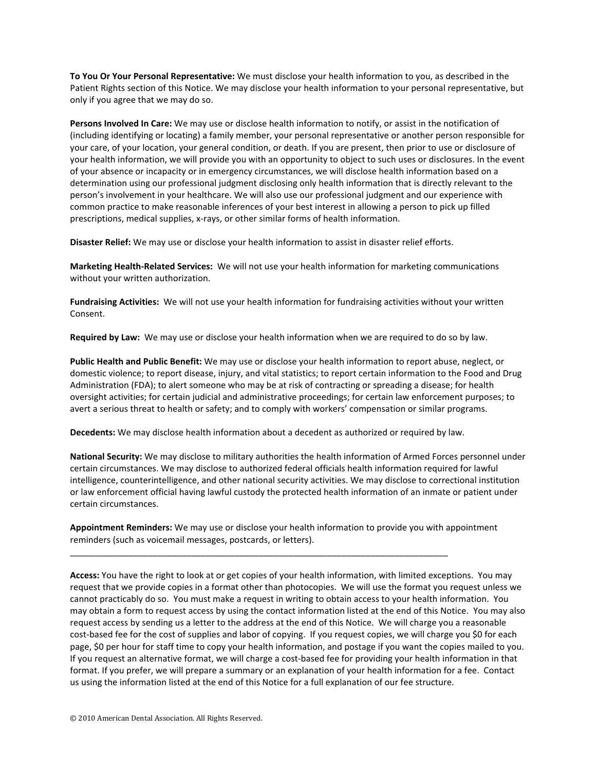**To You Or Your Personal Representative:** We must disclose your health information to you, as described in the Patient Rights section of this Notice. We may disclose your health information to your personal representative, but only if you agree that we may do so.

**Persons Involved In Care:** We may use or disclose health information to notify, or assist in the notification of (including identifying or locating) a family member, your personal representative or another person responsible for your care, of your location, your general condition, or death. If you are present, then prior to use or disclosure of your health information, we will provide you with an opportunity to object to such uses or disclosures. In the event of your absence or incapacity or in emergency circumstances, we will disclose health information based on a determination using our professional judgment disclosing only health information that is directly relevant to the person's involvement in your healthcare. We will also use our professional judgment and our experience with common practice to make reasonable inferences of your best interest in allowing a person to pick up filled prescriptions, medical supplies, x-rays, or other similar forms of health information.

**Disaster Relief:** We may use or disclose your health information to assist in disaster relief efforts.

**Marketing Health-Related Services:** We will not use your health information for marketing communications without your written authorization.

**Fundraising Activities:** We will not use your health information for fundraising activities without your written Consent.

**Required by Law:** We may use or disclose your health information when we are required to do so by law.

**Public Health and Public Benefit:** We may use or disclose your health information to report abuse, neglect, or domestic violence; to report disease, injury, and vital statistics; to report certain information to the Food and Drug Administration (FDA); to alert someone who may be at risk of contracting or spreading a disease; for health oversight activities; for certain judicial and administrative proceedings; for certain law enforcement purposes; to avert a serious threat to health or safety; and to comply with workers' compensation or similar programs.

**Decedents:** We may disclose health information about a decedent as authorized or required by law.

**National Security:** We may disclose to military authorities the health information of Armed Forces personnel under certain circumstances. We may disclose to authorized federal officials health information required for lawful intelligence, counterintelligence, and other national security activities. We may disclose to correctional institution or law enforcement official having lawful custody the protected health information of an inmate or patient under certain circumstances.

**Appointment Reminders:** We may use or disclose your health information to provide you with appointment reminders (such as voicemail messages, postcards, or letters).

---

**Access:** You have the right to look at or get copies of your health information, with limited exceptions. You may request that we provide copies in a format other than photocopies. We will use the format you request unless we cannot practicably do so. You must make a request in writing to obtain access to your health information. You may obtain a form to request access by using the contact information listed at the end of this Notice. You may also request access by sending us a letter to the address at the end of this Notice. We will charge you a reasonable cost-based fee for the cost of supplies and labor of copying. If you request copies, we will charge you $0 for each page, $0 per hour for staff time to copy your health information, and postage if you want the copies mailed to you. If you request an alternative format, we will charge a cost-based fee for providing your health information in that format. If you prefer, we will prepare a summary or an explanation of your health information for a fee. Contact us using the information listed at the end of this Notice for a full explanation of our fee structure.

© 2010 American Dental Association. All Rights Reserved.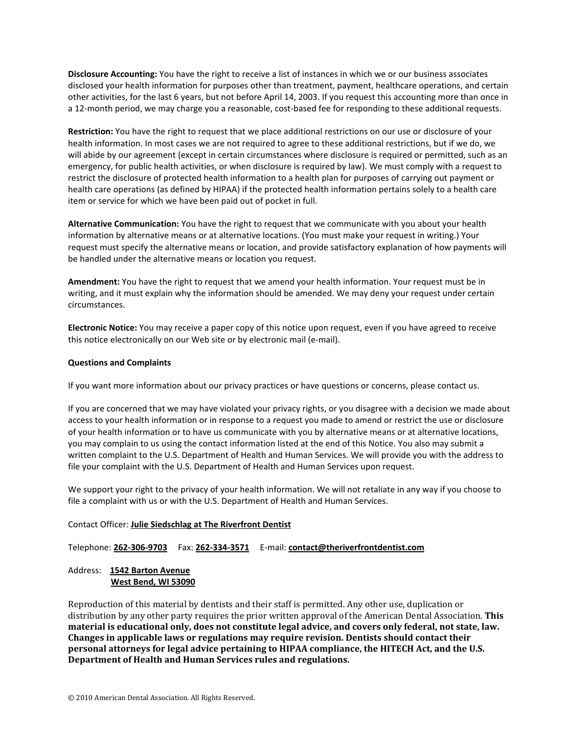**Disclosure Accounting:** You have the right to receive a list of instances in which we or our business associates disclosed your health information for purposes other than treatment, payment, healthcare operations, and certain other activities, for the last 6 years, but not before April 14, 2003. If you request this accounting more than once in a 12-month period, we may charge you a reasonable, cost-based fee for responding to these additional requests.

**Restriction:** You have the right to request that we place additional restrictions on our use or disclosure of your health information. In most cases we are not required to agree to these additional restrictions, but if we do, we will abide by our agreement (except in certain circumstances where disclosure is required or permitted, such as an emergency, for public health activities, or when disclosure is required by law). We must comply with a request to restrict the disclosure of protected health information to a health plan for purposes of carrying out payment or health care operations (as defined by HIPAA) if the protected health information pertains solely to a health care item or service for which we have been paid out of pocket in full.

**Alternative Communication:** You have the right to request that we communicate with you about your health information by alternative means or at alternative locations. (You must make your request in writing.) Your request must specify the alternative means or location, and provide satisfactory explanation of how payments will be handled under the alternative means or location you request.

**Amendment:** You have the right to request that we amend your health information. Your request must be in writing, and it must explain why the information should be amended. We may deny your request under certain circumstances.

**Electronic Notice:** You may receive a paper copy of this notice upon request, even if you have agreed to receive this notice electronically on our Web site or by electronic mail (e-mail).

**Questions and Complaints**

If you want more information about our privacy practices or have questions or concerns, please contact us.

If you are concerned that we may have violated your privacy rights, or you disagree with a decision we made about access to your health information or in response to a request you made to amend or restrict the use or disclosure of your health information or to have us communicate with you by alternative means or at alternative locations, you may complain to us using the contact information listed at the end of this Notice. You also may submit a written complaint to the U.S. Department of Health and Human Services. We will provide you with the address to file your complaint with the U.S. Department of Health and Human Services upon request.

We support your right to the privacy of your health information. We will not retaliate in any way if you choose to file a complaint with us or with the U.S. Department of Health and Human Services.

Contact Officer: **Julie Siedschlag at The Riverfront Dentist**

Telephone: **262-306-9703** Fax: **262-334-3571** E-mail: **contact@theriverfrontdentist.com**

Address: **1542 Barton Avenue**
**West Bend, WI 53090**

Reproduction of this material by dentists and their staff is permitted. Any other use, duplication or distribution by any other party requires the prior written approval of the American Dental Association. **This material is educational only, does not constitute legal advice, and covers only federal, not state, law. Changes in applicable laws or regulations may require revision. Dentists should contact their personal attorneys for legal advice pertaining to HIPAA compliance, the HITECH Act, and the U.S. Department of Health and Human Services rules and regulations.**

© 2010 American Dental Association. All Rights Reserved.